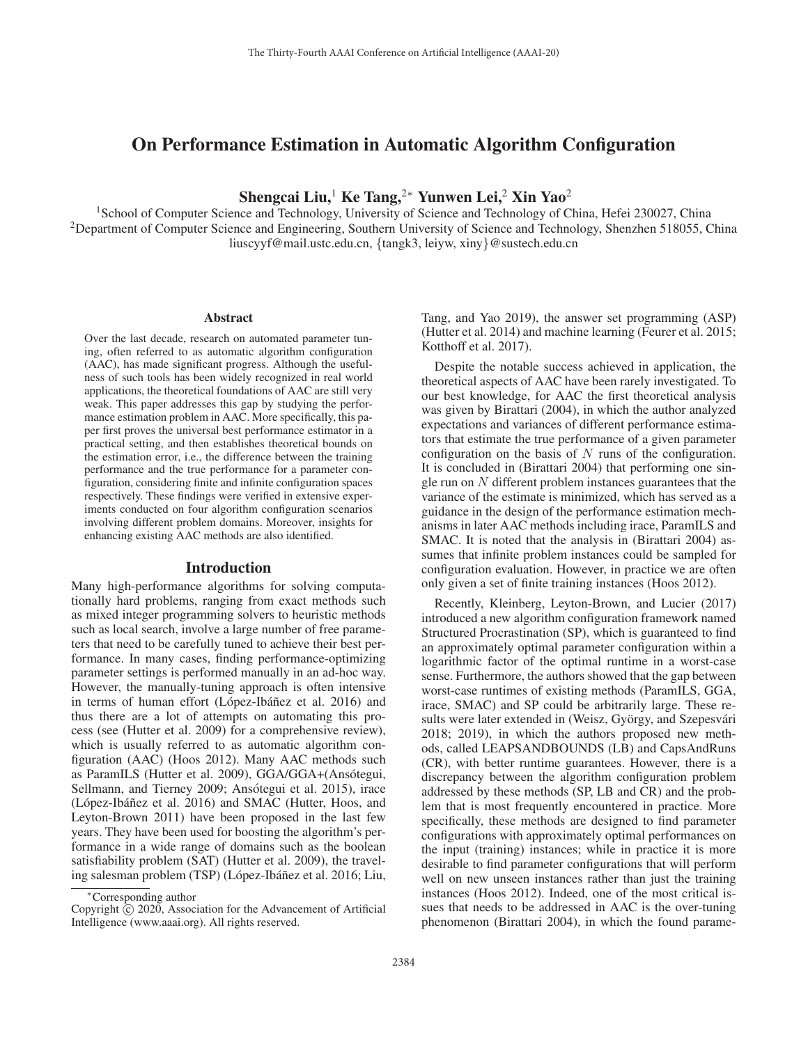# On Performance Estimation in Automatic Algorithm Configuration

**Shengcai Liu,[1] Ke Tang,[2*] Yunwen Lei,[2] Xin Yao[2]**

[1]School of Computer Science and Technology, University of Science and Technology of China, Hefei 230027, China
[2]Department of Computer Science and Engineering, Southern University of Science and Technology, Shenzhen 518055, China
liuscyyf@mail.ustc.edu.cn, {tangk3, leiyw, xiny}@sustech.edu.cn

## Abstract

Over the last decade, research on automated parameter tuning, often referred to as automatic algorithm configuration (AAC), has made significant progress. Although the usefulness of such tools has been widely recognized in real world applications, the theoretical foundations of AAC are still very weak. This paper addresses this gap by studying the performance estimation problem in AAC. More specifically, this paper first proves the universal best performance estimator in a practical setting, and then establishes theoretical bounds on the estimation error, i.e., the difference between the training performance and the true performance for a parameter configuration, considering finite and infinite configuration spaces respectively. These findings were verified in extensive experiments conducted on four algorithm configuration scenarios involving different problem domains. Moreover, insights for enhancing existing AAC methods are also identified.

## Introduction

Many high-performance algorithms for solving computationally hard problems, ranging from exact methods such as mixed integer programming solvers to heuristic methods such as local search, involve a large number of free parameters that need to be carefully tuned to achieve their best performance. In many cases, finding performance-optimizing parameter settings is performed manually in an ad-hoc way. However, the manually-tuning approach is often intensive in terms of human effort (López-Ibáñez et al. 2016) and thus there are a lot of attempts on automating this process (see (Hutter et al. 2009) for a comprehensive review), which is usually referred to as automatic algorithm configuration (AAC) (Hoos 2012). Many AAC methods such as ParamILS (Hutter et al. 2009), GGA/GGA+(Ansótegui, Sellmann, and Tierney 2009; Ansótegui et al. 2015), irace (López-Ibáñez et al. 2016) and SMAC (Hutter, Hoos, and Leyton-Brown 2011) have been proposed in the last few years. They have been used for boosting the algorithm's performance in a wide range of domains such as the boolean satisfiability problem (SAT) (Hutter et al. 2009), the traveling salesman problem (TSP) (López-Ibáñez et al. 2016; Liu, Tang, and Yao 2019), the answer set programming (ASP) (Hutter et al. 2014) and machine learning (Feurer et al. 2015; Kotthoff et al. 2017).

Despite the notable success achieved in application, the theoretical aspects of AAC have been rarely investigated. To our best knowledge, for AAC the first theoretical analysis was given by Birattari (2004), in which the author analyzed expectations and variances of different performance estimators that estimate the true performance of a given parameter configuration on the basis of $N$ runs of the configuration. It is concluded in (Birattari 2004) that performing one single run on $N$ different problem instances guarantees that the variance of the estimate is minimized, which has served as a guidance in the design of the performance estimation mechanisms in later AAC methods including irace, ParamILS and SMAC. It is noted that the analysis in (Birattari 2004) assumes that infinite problem instances could be sampled for configuration evaluation. However, in practice we are often only given a set of finite training instances (Hoos 2012).

Recently, Kleinberg, Leyton-Brown, and Lucier (2017) introduced a new algorithm configuration framework named Structured Procrastination (SP), which is guaranteed to find an approximately optimal parameter configuration within a logarithmic factor of the optimal runtime in a worst-case sense. Furthermore, the authors showed that the gap between worst-case runtimes of existing methods (ParamILS, GGA, irace, SMAC) and SP could be arbitrarily large. These results were later extended in (Weisz, György, and Szepesvári 2018; 2019), in which the authors proposed new methods, called LEAPSANDBOUNDS (LB) and CapsAndRuns (CR), with better runtime guarantees. However, there is a discrepancy between the algorithm configuration problem addressed by these methods (SP, LB and CR) and the problem that is most frequently encountered in practice. More specifically, these methods are designed to find parameter configurations with approximately optimal performances on the input (training) instances; while in practice it is more desirable to find parameter configurations that will perform well on new unseen instances rather than just the training instances (Hoos 2012). Indeed, one of the most critical issues that needs to be addressed in AAC is the over-tuning phenomenon (Birattari 2004), in which the found parame-

*Corresponding author

Copyright © 2020, Association for the Advancement of Artificial Intelligence (www.aaai.org). All rights reserved.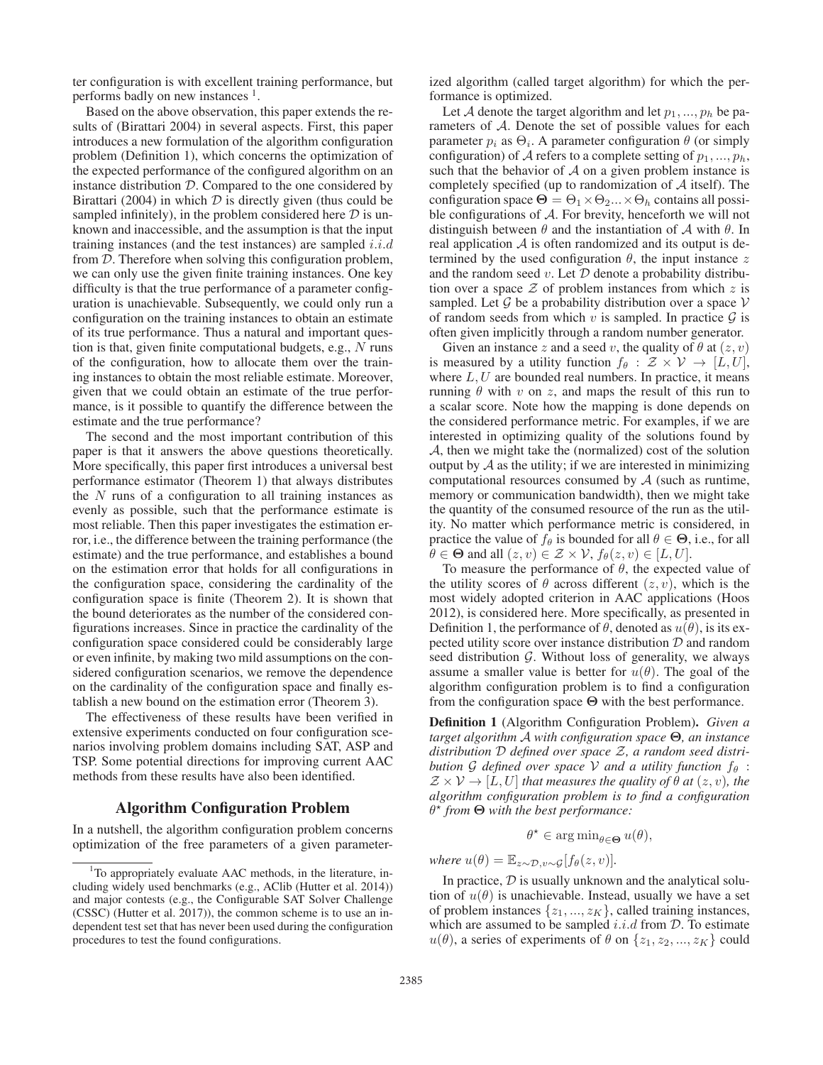ter configuration is with excellent training performance, but performs badly on new instances [1].

Based on the above observation, this paper extends the results of (Birattari 2004) in several aspects. First, this paper introduces a new formulation of the algorithm configuration problem (Definition 1), which concerns the optimization of the expected performance of the configured algorithm on an instance distribution $\mathcal{D}$. Compared to the one considered by Birattari (2004) in which $\mathcal{D}$ is directly given (thus could be sampled infinitely), in the problem considered here $\mathcal{D}$ is unknown and inaccessible, and the assumption is that the input training instances (and the test instances) are sampled $i.i.d$ from $\mathcal{D}$. Therefore when solving this configuration problem, we can only use the given finite training instances. One key difficulty is that the true performance of a parameter configuration is unachievable. Subsequently, we could only run a configuration on the training instances to obtain an estimate of its true performance. Thus a natural and important question is that, given finite computational budgets, e.g., $N$ runs of the configuration, how to allocate them over the training instances to obtain the most reliable estimate. Moreover, given that we could obtain an estimate of the true performance, is it possible to quantify the difference between the estimate and the true performance?

The second and the most important contribution of this paper is that it answers the above questions theoretically. More specifically, this paper first introduces a universal best performance estimator (Theorem 1) that always distributes the $N$ runs of a configuration to all training instances as evenly as possible, such that the performance estimate is most reliable. Then this paper investigates the estimation error, i.e., the difference between the training performance (the estimate) and the true performance, and establishes a bound on the estimation error that holds for all configurations in the configuration space, considering the cardinality of the configuration space is finite (Theorem 2). It is shown that the bound deteriorates as the number of the considered configurations increases. Since in practice the cardinality of the configuration space considered could be considerably large or even infinite, by making two mild assumptions on the considered configuration scenarios, we remove the dependence on the cardinality of the configuration space and finally establish a new bound on the estimation error (Theorem 3).

The effectiveness of these results have been verified in extensive experiments conducted on four configuration scenarios involving problem domains including SAT, ASP and TSP. Some potential directions for improving current AAC methods from these results have also been identified.

## Algorithm Configuration Problem

In a nutshell, the algorithm configuration problem concerns optimization of the free parameters of a given parameterized algorithm (called target algorithm) for which the performance is optimized.

Let $\mathcal{A}$ denote the target algorithm and let $p_1, ..., p_h$ be parameters of $\mathcal{A}$. Denote the set of possible values for each parameter $p_i$ as $\Theta_i$. A parameter configuration $\theta$ (or simply configuration) of $\mathcal{A}$ refers to a complete setting of $p_1, ..., p_h$, such that the behavior of $\mathcal{A}$ on a given problem instance is completely specified (up to randomization of $\mathcal{A}$ itself). The configuration space $\mathbf{\Theta} = \Theta_1 \times \Theta_2 ... \times \Theta_h$ contains all possible configurations of $\mathcal{A}$. For brevity, henceforth we will not distinguish between $\theta$ and the instantiation of $\mathcal{A}$ with $\theta$. In real application $\mathcal{A}$ is often randomized and its output is determined by the used configuration $\theta$, the input instance $z$ and the random seed $v$. Let $\mathcal{D}$ denote a probability distribution over a space $\mathcal{Z}$ of problem instances from which $z$ is sampled. Let $\mathcal{G}$ be a probability distribution over a space $\mathcal{V}$ of random seeds from which $v$ is sampled. In practice $\mathcal{G}$ is often given implicitly through a random number generator.

Given an instance $z$ and a seed $v$, the quality of $\theta$ at $(z, v)$ is measured by a utility function $f_\theta : \mathcal{Z} \times \mathcal{V} \to [L, U]$, where $L, U$ are bounded real numbers. In practice, it means running $\theta$ with $v$ on $z$, and maps the result of this run to a scalar score. Note how the mapping is done depends on the considered performance metric. For examples, if we are interested in optimizing quality of the solutions found by $\mathcal{A}$, then we might take the (normalized) cost of the solution output by $\mathcal{A}$ as the utility; if we are interested in minimizing computational resources consumed by $\mathcal{A}$ (such as runtime, memory or communication bandwidth), then we might take the quantity of the consumed resource of the run as the utility. No matter which performance metric is considered, in practice the value of $f_\theta$ is bounded for all $\theta \in \mathbf{\Theta}$, i.e., for all $\theta \in \mathbf{\Theta}$ and all $(z, v) \in \mathcal{Z} \times \mathcal{V}$, $f_\theta(z, v) \in [L, U]$.

To measure the performance of $\theta$, the expected value of the utility scores of $\theta$ across different $(z, v)$, which is the most widely adopted criterion in AAC applications (Hoos 2012), is considered here. More specifically, as presented in Definition 1, the performance of $\theta$, denoted as $u(\theta)$, is its expected utility score over instance distribution $\mathcal{D}$ and random seed distribution $\mathcal{G}$. Without loss of generality, we always assume a smaller value is better for $u(\theta)$. The goal of the algorithm configuration problem is to find a configuration from the configuration space $\mathbf{\Theta}$ with the best performance.

**Definition 1** (Algorithm Configuration Problem). *Given a target algorithm $\mathcal{A}$ with configuration space $\mathbf{\Theta}$, an instance distribution $\mathcal{D}$ defined over space $\mathcal{Z}$, a random seed distribution $\mathcal{G}$ defined over space $\mathcal{V}$ and a utility function $f_\theta : \mathcal{Z} \times \mathcal{V} \to [L, U]$ that measures the quality of $\theta$ at $(z, v)$, the algorithm configuration problem is to find a configuration $\theta^\star$ from $\mathbf{\Theta}$ with the best performance:*

$$\theta^\star \in \arg\min_{\theta \in \mathbf{\Theta}} u(\theta),$$

*where* $u(\theta) = \mathbb{E}_{z \sim \mathcal{D}, v \sim \mathcal{G}}[f_\theta(z, v)]$.

In practice, $\mathcal{D}$ is usually unknown and the analytical solution of $u(\theta)$ is unachievable. Instead, usually we have a set of problem instances $\{z_1, ..., z_K\}$, called training instances, which are assumed to be sampled $i.i.d$ from $\mathcal{D}$. To estimate $u(\theta)$, a series of experiments of $\theta$ on $\{z_1, z_2, ..., z_K\}$ could

[1] To appropriately evaluate AAC methods, in the literature, including widely used benchmarks (e.g., AClib (Hutter et al. 2014)) and major contests (e.g., the Configurable SAT Solver Challenge (CSSC) (Hutter et al. 2017)), the common scheme is to use an independent test set that has never been used during the configuration procedures to test the found configurations.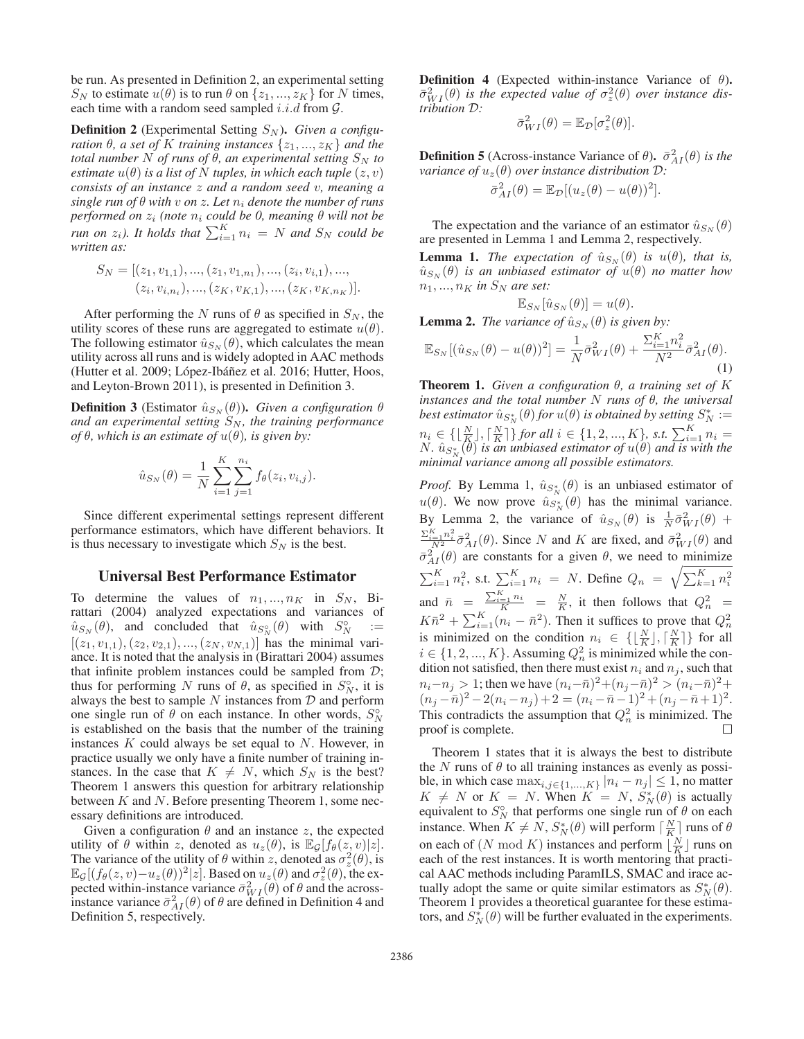be run. As presented in Definition 2, an experimental setting $S_N$ to estimate $u(\theta)$ is to run $\theta$ on $\{z_1, ..., z_K\}$ for $N$ times, each time with a random seed sampled $i.i.d$ from $\mathcal{G}$.

**Definition 2** (Experimental Setting $S_N$)**.** *Given a configuration $\theta$, a set of $K$ training instances $\{z_1, ..., z_K\}$ and the total number $N$ of runs of $\theta$, an experimental setting $S_N$ to estimate $u(\theta)$ is a list of $N$ tuples, in which each tuple $(z, v)$ consists of an instance $z$ and a random seed $v$, meaning a single run of $\theta$ with $v$ on $z$. Let $n_i$ denote the number of runs performed on $z_i$ (note $n_i$ could be 0, meaning $\theta$ will not be run on $z_i$). It holds that $\sum_{i=1}^{K} n_i = N$ and $S_N$ could be written as:*

$$S_N = [(z_1, v_{1,1}), ..., (z_1, v_{1,n_1}), ..., (z_i, v_{i,1}), ..., (z_i, v_{i,n_i}), ..., (z_K, v_{K,1}), ..., (z_K, v_{K,n_K})].$$

After performing the $N$ runs of $\theta$ as specified in $S_N$, the utility scores of these runs are aggregated to estimate $u(\theta)$. The following estimator $\hat{u}_{S_N}(\theta)$, which calculates the mean utility across all runs and is widely adopted in AAC methods (Hutter et al. 2009; López-Ibáñez et al. 2016; Hutter, Hoos, and Leyton-Brown 2011), is presented in Definition 3.

**Definition 3** (Estimator $\hat{u}_{S_N}(\theta)$)**.** *Given a configuration $\theta$ and an experimental setting $S_N$, the training performance of $\theta$, which is an estimate of $u(\theta)$, is given by:*

$$\hat{u}_{S_N}(\theta) = \frac{1}{N} \sum_{i=1}^{K} \sum_{j=1}^{n_i} f_\theta(z_i, v_{i,j}).$$

Since different experimental settings represent different performance estimators, which have different behaviors. It is thus necessary to investigate which $S_N$ is the best.

## Universal Best Performance Estimator

To determine the values of $n_1, ..., n_K$ in $S_N$, Birattari (2004) analyzed expectations and variances of $\hat{u}_{S_N}(\theta)$, and concluded that $\hat{u}_{S_N^\circ}(\theta)$ with $S_N^\circ := [(z_1, v_{1,1}), (z_2, v_{2,1}), ..., (z_N, v_{N,1})]$ has the minimal variance. It is noted that the analysis in (Birattari 2004) assumes that infinite problem instances could be sampled from $\mathcal{D}$; thus for performing $N$ runs of $\theta$, as specified in $S_N^\circ$, it is always the best to sample $N$ instances from $\mathcal{D}$ and perform one single run of $\theta$ on each instance. In other words, $S_N^\circ$ is established on the basis that the number of the training instances $K$ could always be set equal to $N$. However, in practice usually we only have a finite number of training instances. In the case that $K \neq N$, which $S_N$ is the best? Theorem 1 answers this question for arbitrary relationship between $K$ and $N$. Before presenting Theorem 1, some necessary definitions are introduced.

Given a configuration $\theta$ and an instance $z$, the expected utility of $\theta$ within $z$, denoted as $u_z(\theta)$, is $\mathbb{E}_{\mathcal{G}}[f_\theta(z, v)|z]$. The variance of the utility of $\theta$ within $z$, denoted as $\sigma_z^2(\theta)$, is $\mathbb{E}_{\mathcal{G}}[(f_\theta(z, v) - u_z(\theta))^2|z]$. Based on $u_z(\theta)$ and $\sigma_z^2(\theta)$, the expected within-instance variance $\bar{\sigma}_{WI}^2(\theta)$ of $\theta$ and the across-instance variance $\bar{\sigma}_{AI}^2(\theta)$ of $\theta$ are defined in Definition 4 and Definition 5, respectively.

**Definition 4** (Expected within-instance Variance of $\theta$)**.** *$\bar{\sigma}_{WI}^2(\theta)$ is the expected value of $\sigma_z^2(\theta)$ over instance distribution $\mathcal{D}$:*

$$\bar{\sigma}_{WI}^2(\theta) = \mathbb{E}_{\mathcal{D}}[\sigma_z^2(\theta)].$$

**Definition 5** (Across-instance Variance of $\theta$)**.** *$\bar{\sigma}_{AI}^2(\theta)$ is the variance of $u_z(\theta)$ over instance distribution $\mathcal{D}$:*

$$\bar{\sigma}_{AI}^2(\theta) = \mathbb{E}_{\mathcal{D}}[(u_z(\theta) - u(\theta))^2].$$

The expectation and the variance of an estimator $\hat{u}_{S_N}(\theta)$ are presented in Lemma 1 and Lemma 2, respectively.

**Lemma 1.** *The expectation of $\hat{u}_{S_N}(\theta)$ is $u(\theta)$, that is, $\hat{u}_{S_N}(\theta)$ is an unbiased estimator of $u(\theta)$ no matter how $n_1, ..., n_K$ in $S_N$ are set:*

$$\mathbb{E}_{S_N}[\hat{u}_{S_N}(\theta)] = u(\theta).$$

**Lemma 2.** *The variance of $\hat{u}_{S_N}(\theta)$ is given by:*

$$\mathbb{E}_{S_N}[(\hat{u}_{S_N}(\theta) - u(\theta))^2] = \frac{1}{N}\bar{\sigma}_{WI}^2(\theta) + \frac{\Sigma_{i=1}^{K} n_i^2}{N^2}\bar{\sigma}_{AI}^2(\theta). \tag{1}$$

**Theorem 1.** *Given a configuration $\theta$, a training set of $K$ instances and the total number $N$ runs of $\theta$, the universal best estimator $\hat{u}_{S_N^*}(\theta)$ for $u(\theta)$ is obtained by setting $S_N^* := n_i \in \{\lfloor \frac{N}{K} \rfloor, \lceil \frac{N}{K} \rceil\}$ for all $i \in \{1, 2, ..., K\}$, s.t. $\sum_{i=1}^{K} n_i = N$. $\hat{u}_{S_N^*}(\theta)$ is an unbiased estimator of $u(\theta)$ and is with the minimal variance among all possible estimators.*

*Proof.* By Lemma 1, $\hat{u}_{S_N^*}(\theta)$ is an unbiased estimator of $u(\theta)$. We now prove $\hat{u}_{S_N^*}(\theta)$ has the minimal variance. By Lemma 2, the variance of $\hat{u}_{S_N}(\theta)$ is $\frac{1}{N}\bar{\sigma}_{WI}^2(\theta) + \frac{\Sigma_{i=1}^{K} n_i^2}{N^2}\bar{\sigma}_{AI}^2(\theta)$. Since $N$ and $K$ are fixed, and $\bar{\sigma}_{WI}^2(\theta)$ and $\bar{\sigma}_{AI}^2(\theta)$ are constants for a given $\theta$, we need to minimize $\sum_{i=1}^{K} n_i^2$, s.t. $\sum_{i=1}^{K} n_i = N$. Define $Q_n = \sqrt{\sum_{k=1}^{K} n_i^2}$ and $\bar{n} = \frac{\sum_{i=1}^{K} n_i}{K} = \frac{N}{K}$, it then follows that $Q_n^2 = K\bar{n}^2 + \sum_{i=1}^{K}(n_i - \bar{n}^2)$. Then it suffices to prove that $Q_n^2$ is minimized on the condition $n_i \in \{\lfloor \frac{N}{K} \rfloor, \lceil \frac{N}{K} \rceil\}$ for all $i \in \{1, 2, ..., K\}$. Assuming $Q_n^2$ is minimized while the condition not satisfied, then there must exist $n_i$ and $n_j$, such that $n_i - n_j > 1$; then we have $(n_i - \bar{n})^2 + (n_j - \bar{n})^2 > (n_i - \bar{n})^2 + (n_j - \bar{n})^2 - 2(n_i - n_j) + 2 = (n_i - \bar{n} - 1)^2 + (n_j - \bar{n} + 1)^2$. This contradicts the assumption that $Q_n^2$ is minimized. The proof is complete. ∎

Theorem 1 states that it is always the best to distribute the $N$ runs of $\theta$ to all training instances as evenly as possible, in which case $\max_{i,j \in \{1,...,K\}} |n_i - n_j| \leq 1$, no matter $K \neq N$ or $K = N$. When $K = N$, $S_N^*(\theta)$ is actually equivalent to $S_N^\circ$ that performs one single run of $\theta$ on each instance. When $K \neq N$, $S_N^*(\theta)$ will perform $\lceil \frac{N}{K} \rceil$ runs of $\theta$ on each of $(N \bmod K)$ instances and perform $\lfloor \frac{N}{K} \rfloor$ runs on each of the rest instances. It is worth mentoring that practical AAC methods including ParamILS, SMAC and irace actually adopt the same or quite similar estimators as $S_N^*(\theta)$. Theorem 1 provides a theoretical guarantee for these estimators, and $S_N^*(\theta)$ will be further evaluated in the experiments.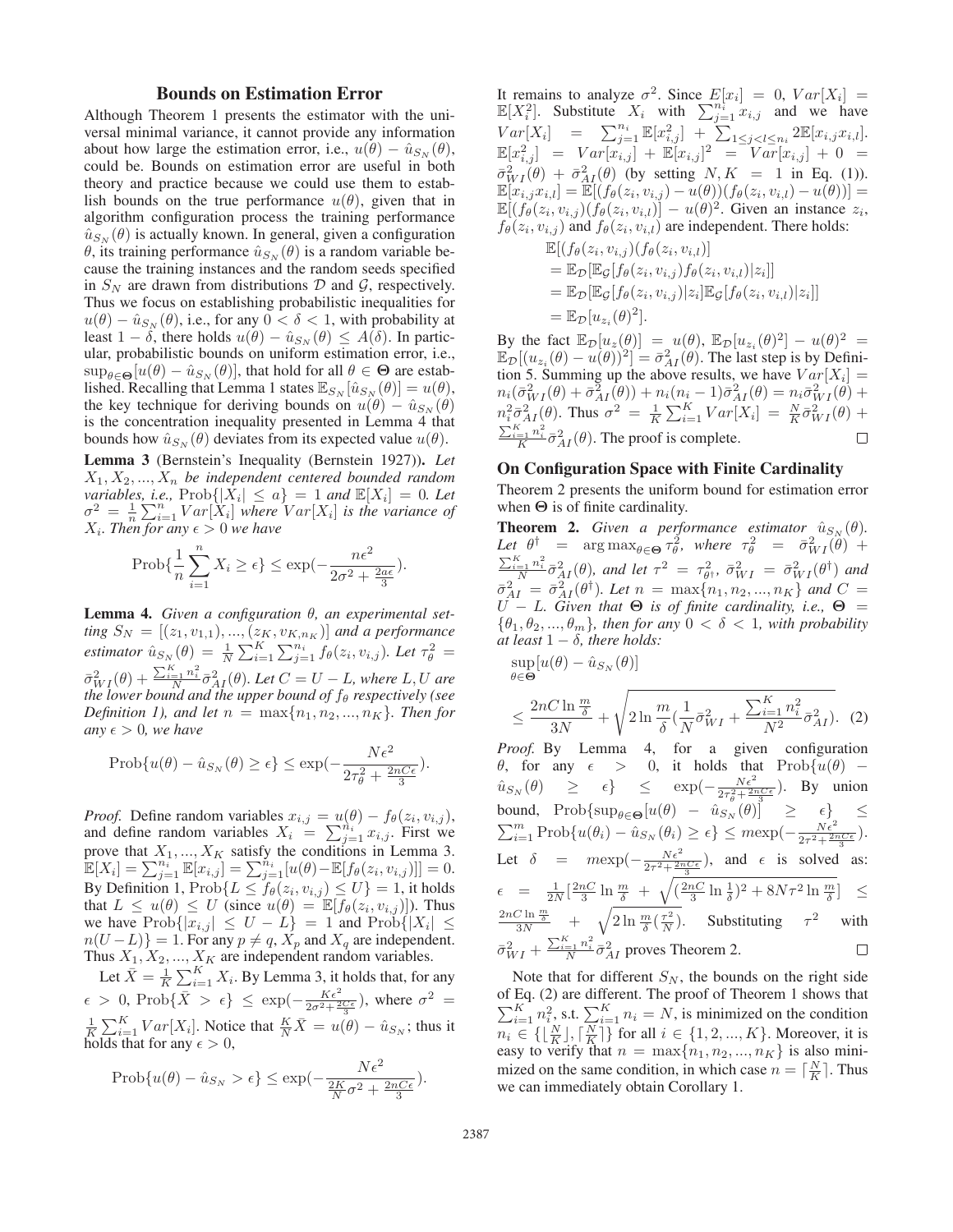## Bounds on Estimation Error

Although Theorem 1 presents the estimator with the universal minimal variance, it cannot provide any information about how large the estimation error, i.e., $u(\theta) - \hat{u}_{S_N}(\theta)$, could be. Bounds on estimation error are useful in both theory and practice because we could use them to establish bounds on the true performance $u(\theta)$, given that in algorithm configuration process the training performance $\hat{u}_{S_N}(\theta)$ is actually known. In general, given a configuration $\theta$, its training performance $\hat{u}_{S_N}(\theta)$ is a random variable because the training instances and the random seeds specified in $S_N$ are drawn from distributions $\mathcal{D}$ and $\mathcal{G}$, respectively. Thus we focus on establishing probabilistic inequalities for $u(\theta) - \hat{u}_{S_N}(\theta)$, i.e., for any $0 < \delta < 1$, with probability at least $1 - \delta$, there holds $u(\theta) - \hat{u}_{S_N}(\theta) \leq A(\delta)$. In particular, probabilistic bounds on uniform estimation error, i.e., $\sup_{\theta \in \mathbf{\Theta}}[u(\theta) - \hat{u}_{S_N}(\theta)]$, that hold for all $\theta \in \mathbf{\Theta}$ are established. Recalling that Lemma 1 states $\mathbb{E}_{S_N}[\hat{u}_{S_N}(\theta)] = u(\theta)$, the key technique for deriving bounds on $u(\theta) - \hat{u}_{S_N}(\theta)$ is the concentration inequality presented in Lemma 4 that bounds how $\hat{u}_{S_N}(\theta)$ deviates from its expected value $u(\theta)$.

**Lemma 3** (Bernstein's Inequality (Bernstein 1927))**.** *Let $X_1, X_2, ..., X_n$ be independent centered bounded random variables, i.e.,* $\text{Prob}\{|X_i| \leq a\} = 1$ *and* $\mathbb{E}[X_i] = 0$*. Let* $\sigma^2 = \frac{1}{n}\sum_{i=1}^n Var[X_i]$ *where* $Var[X_i]$ *is the variance of* $X_i$*. Then for any* $\epsilon > 0$ *we have*

$$\text{Prob}\{\frac{1}{n}\sum_{i=1}^n X_i \geq \epsilon\} \leq \exp(-\frac{n\epsilon^2}{2\sigma^2 + \frac{2a\epsilon}{3}}).$$

**Lemma 4.** *Given a configuration $\theta$, an experimental setting $S_N = [(z_1, v_{1,1}), ..., (z_K, v_{K,n_K})]$ and a performance estimator $\hat{u}_{S_N}(\theta) = \frac{1}{N}\sum_{i=1}^K\sum_{j=1}^{n_i} f_\theta(z_i, v_{i,j})$. Let $\tau_\theta^2 = \bar{\sigma}_{WI}^2(\theta) + \frac{\sum_{i=1}^K n_i^2}{N}\bar{\sigma}_{AI}^2(\theta)$. Let $C = U - L$, where $L, U$ are the lower bound and the upper bound of $f_\theta$ respectively (see Definition 1), and let $n = \max\{n_1, n_2, ..., n_K\}$. Then for any $\epsilon > 0$, we have*

$$\text{Prob}\{u(\theta) - \hat{u}_{S_N}(\theta) \geq \epsilon\} \leq \exp(-\frac{N\epsilon^2}{2\tau_\theta^2 + \frac{2nC\epsilon}{3}}).$$

*Proof.* Define random variables $x_{i,j} = u(\theta) - f_\theta(z_i, v_{i,j})$, and define random variables $X_i = \sum_{j=1}^{n_i} x_{i,j}$. First we prove that $X_1, ..., X_K$ satisfy the conditions in Lemma 3. $\mathbb{E}[X_i] = \sum_{j=1}^{n_i}\mathbb{E}[x_{i,j}] = \sum_{j=1}^{n_i}[u(\theta) - \mathbb{E}[f_\theta(z_i, v_{i,j})]] = 0$. By Definition 1, $\text{Prob}\{L \leq f_\theta(z_i, v_{i,j}) \leq U\} = 1$, it holds that $L \leq u(\theta) \leq U$ (since $u(\theta) = \mathbb{E}[f_\theta(z_i, v_{i,j})]$). Thus we have $\text{Prob}\{|x_{i,j}| \leq U - L\} = 1$ and $\text{Prob}\{|X_i| \leq n(U-L)\} = 1$. For any $p \neq q$, $X_p$ and $X_q$ are independent. Thus $X_1, X_2, ..., X_K$ are independent random variables.

Let $\bar{X} = \frac{1}{K}\sum_{i=1}^K X_i$. By Lemma 3, it holds that, for any $\epsilon > 0$, $\text{Prob}\{\bar{X} > \epsilon\} \leq \exp(-\frac{K\epsilon^2}{2\sigma^2 + \frac{2C\epsilon}{3}})$, where $\sigma^2 = \frac{1}{K}\sum_{i=1}^K Var[X_i]$. Notice that $\frac{K}{N}\bar{X} = u(\theta) - \hat{u}_{S_N}$; thus it holds that for any $\epsilon > 0$,

$$\text{Prob}\{u(\theta) - \hat{u}_{S_N} > \epsilon\} \leq \exp(-\frac{N\epsilon^2}{\frac{2K}{N}\sigma^2 + \frac{2nC\epsilon}{3}}).$$

It remains to analyze $\sigma^2$. Since $E[x_i] = 0$, $Var[X_i] = \mathbb{E}[X_i^2]$. Substitute $X_i$ with $\sum_{j=1}^{n_i} x_{i,j}$ and we have $Var[X_i] = \sum_{j=1}^{n_i}\mathbb{E}[x_{i,j}^2] + \sum_{1\leq j<l\leq n_i} 2\mathbb{E}[x_{i,j}x_{i,l}]$. $\mathbb{E}[x_{i,j}^2] = Var[x_{i,j}] + \mathbb{E}[x_{i,j}]^2 = Var[x_{i,j}] + 0 = \bar{\sigma}_{WI}^2(\theta) + \bar{\sigma}_{AI}^2(\theta)$ (by setting $N, K = 1$ in Eq. (1)). $\mathbb{E}[x_{i,j}x_{i,l}] = \mathbb{E}[(f_\theta(z_i, v_{i,j}) - u(\theta))(f_\theta(z_i, v_{i,l}) - u(\theta))] = \mathbb{E}[(f_\theta(z_i, v_{i,j})(f_\theta(z_i, v_{i,l})] - u(\theta)^2$. Given an instance $z_i$, $f_\theta(z_i, v_{i,j})$ and $f_\theta(z_i, v_{i,l})$ are independent. There holds:

$$\begin{aligned}
&\mathbb{E}[(f_\theta(z_i, v_{i,j})(f_\theta(z_i, v_{i,l})] \\
&= \mathbb{E}_\mathcal{D}[\mathbb{E}_\mathcal{G}[f_\theta(z_i, v_{i,j})f_\theta(z_i, v_{i,l})|z_i]] \\
&= \mathbb{E}_\mathcal{D}[\mathbb{E}_\mathcal{G}[f_\theta(z_i, v_{i,j})|z_i]\mathbb{E}_\mathcal{G}[f_\theta(z_i, v_{i,l})|z_i]] \\
&= \mathbb{E}_\mathcal{D}[u_{z_i}(\theta)^2].
\end{aligned}$$

By the fact $\mathbb{E}_\mathcal{D}[u_z(\theta)] = u(\theta)$, $\mathbb{E}_\mathcal{D}[u_{z_i}(\theta)^2] - u(\theta)^2 = \mathbb{E}_\mathcal{D}[(u_{z_i}(\theta) - u(\theta))^2] = \bar{\sigma}_{AI}^2(\theta)$. The last step is by Definition 5. Summing up the above results, we have $Var[X_i] = n_i(\bar{\sigma}_{WI}^2(\theta) + \bar{\sigma}_{AI}^2(\theta)) + n_i(n_i - 1)\bar{\sigma}_{AI}^2(\theta) = n_i\bar{\sigma}_{WI}^2(\theta) + n_i^2\bar{\sigma}_{AI}^2(\theta)$. Thus $\sigma^2 = \frac{1}{K}\sum_{i=1}^K Var[X_i] = \frac{N}{K}\bar{\sigma}_{WI}^2(\theta) + \frac{\sum_{i=1}^K n_i^2}{K}\bar{\sigma}_{AI}^2(\theta)$. The proof is complete. □

## On Configuration Space with Finite Cardinality

Theorem 2 presents the uniform bound for estimation error when $\mathbf{\Theta}$ is of finite cardinality.

**Theorem 2.** *Given a performance estimator $\hat{u}_{S_N}(\theta)$. Let $\theta^\dagger = \arg\max_{\theta \in \mathbf{\Theta}} \tau_\theta^2$, where $\tau_\theta^2 = \bar{\sigma}_{WI}^2(\theta) + \frac{\sum_{i=1}^K n_i^2}{N}\bar{\sigma}_{AI}^2(\theta)$, and let $\tau^2 = \tau_{\theta^\dagger}^2$, $\bar{\sigma}_{WI}^2 = \bar{\sigma}_{WI}^2(\theta^\dagger)$ and $\bar{\sigma}_{AI}^2 = \bar{\sigma}_{AI}^2(\theta^\dagger)$. Let $n = \max\{n_1, n_2, ..., n_K\}$ and $C = U - L$. Given that $\mathbf{\Theta}$ is of finite cardinality, i.e., $\mathbf{\Theta} = \{\theta_1, \theta_2, ..., \theta_m\}$, then for any $0 < \delta < 1$, with probability at least $1 - \delta$, there holds:*

$$\sup_{\theta \in \mathbf{\Theta}}[u(\theta) - \hat{u}_{S_N}(\theta)] \leq \frac{2nC\ln\frac{m}{\delta}}{3N} + \sqrt{2\ln\frac{m}{\delta}(\frac{1}{N}\bar{\sigma}_{WI}^2 + \frac{\sum_{i=1}^K n_i^2}{N^2}\bar{\sigma}_{AI}^2)}. \quad (2)$$

*Proof.* By Lemma 4, for a given configuration $\theta$, for any $\epsilon > 0$, it holds that $\text{Prob}\{u(\theta) - \hat{u}_{S_N}(\theta) \geq \epsilon\} \leq \exp(-\frac{N\epsilon^2}{2\tau_\theta^2 + \frac{2nC\epsilon}{3}})$. By union bound, $\text{Prob}\{\sup_{\theta \in \mathbf{\Theta}}[u(\theta) - \hat{u}_{S_N}(\theta)] \geq \epsilon\} \leq \sum_{i=1}^m \text{Prob}\{u(\theta_i) - \hat{u}_{S_N}(\theta_i) \geq \epsilon\} \leq m\exp(-\frac{N\epsilon^2}{2\tau^2 + \frac{2nC\epsilon}{3}})$. Let $\delta = m\exp(-\frac{N\epsilon^2}{2\tau^2 + \frac{2nC\epsilon}{3}})$, and $\epsilon$ is solved as: $\epsilon = \frac{1}{2N}[\frac{2nC}{3}\ln\frac{m}{\delta} + \sqrt{(\frac{2nC}{3}\ln\frac{1}{\delta})^2 + 8N\tau^2\ln\frac{m}{\delta}}] \leq \frac{2nC\ln\frac{m}{\delta}}{3N} + \sqrt{2\ln\frac{m}{\delta}(\frac{\tau^2}{N})}$. Substituting $\tau^2$ with $\bar{\sigma}_{WI}^2 + \frac{\sum_{i=1}^K n_i^2}{N}\bar{\sigma}_{AI}^2$ proves Theorem 2. □

Note that for different $S_N$, the bounds on the right side of Eq. (2) are different. The proof of Theorem 1 shows that $\sum_{i=1}^K n_i^2$, s.t. $\sum_{i=1}^K n_i = N$, is minimized on the condition $n_i \in \{\lfloor\frac{N}{K}\rfloor, \lceil\frac{N}{K}\rceil\}$ for all $i \in \{1, 2, ..., K\}$. Moreover, it is easy to verify that $n = \max\{n_1, n_2, ..., n_K\}$ is also minimized on the same condition, in which case $n = \lceil\frac{N}{K}\rceil$. Thus we can immediately obtain Corollary 1.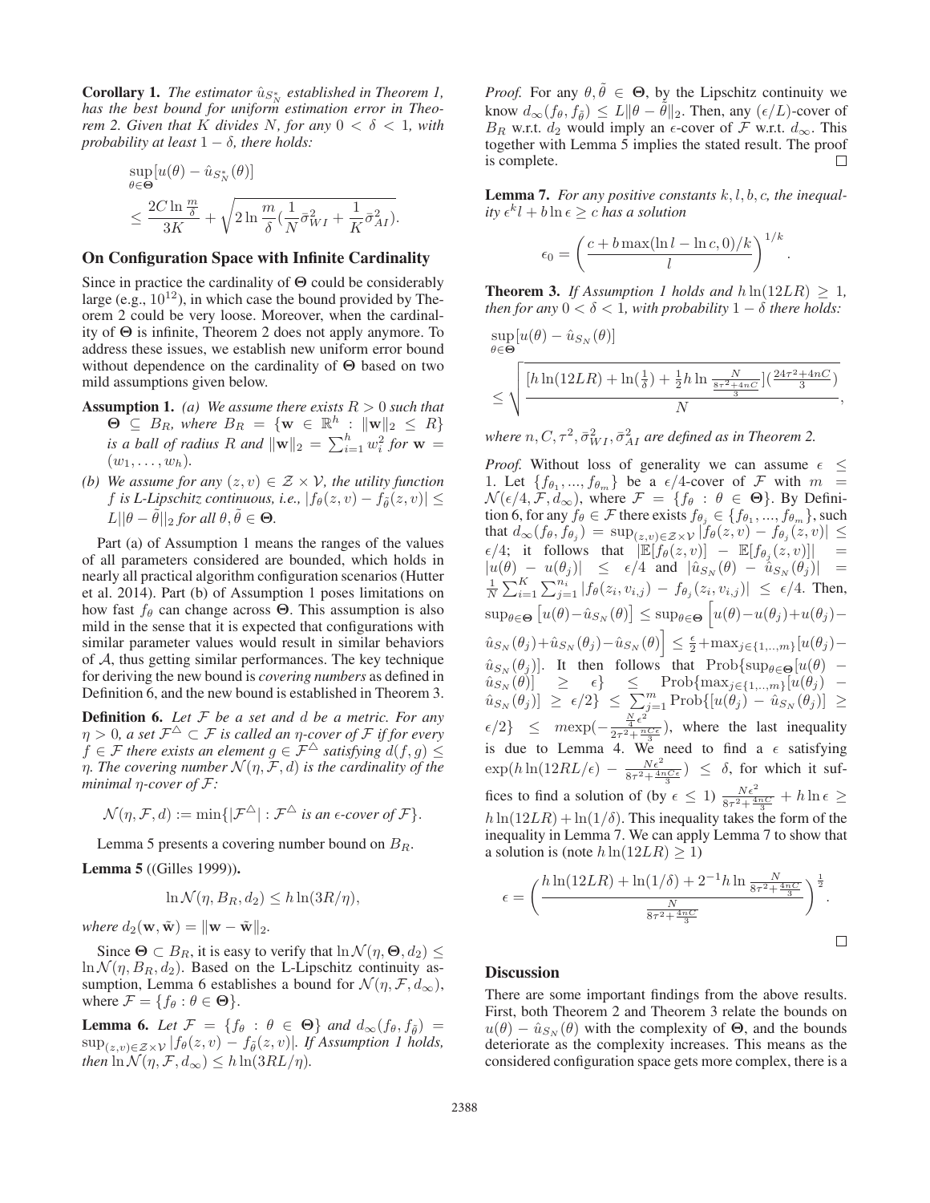**Corollary 1.** *The estimator $\hat{u}_{S_N^*}$ established in Theorem 1, has the best bound for uniform estimation error in Theorem 2. Given that $K$ divides $N$, for any $0 < \delta < 1$, with probability at least $1-\delta$, there holds:*

$$\sup_{\theta \in \mathbf{\Theta}} [u(\theta) - \hat{u}_{S_N^*}(\theta)] \leq \frac{2C \ln \frac{m}{\delta}}{3K} + \sqrt{2 \ln \frac{m}{\delta} (\frac{1}{N}\bar{\sigma}^2_{WI} + \frac{1}{K}\bar{\sigma}^2_{AI})}.$$

## On Configuration Space with Infinite Cardinality

Since in practice the cardinality of $\mathbf{\Theta}$ could be considerably large (e.g., $10^{12}$), in which case the bound provided by Theorem 2 could be very loose. Moreover, when the cardinality of $\mathbf{\Theta}$ is infinite, Theorem 2 does not apply anymore. To address these issues, we establish new uniform error bound without dependence on the cardinality of $\mathbf{\Theta}$ based on two mild assumptions given below.

**Assumption 1.** *(a) We assume there exists $R > 0$ such that $\mathbf{\Theta} \subseteq B_R$, where $B_R = \{\mathbf{w} \in \mathbb{R}^h : \|\mathbf{w}\|_2 \leq R\}$ is a ball of radius $R$ and $\|\mathbf{w}\|_2 = \sum_{i=1}^h w_i^2$ for $\mathbf{w} = (w_1, \ldots, w_h)$.*

*(b) We assume for any $(z, v) \in \mathcal{Z} \times \mathcal{V}$, the utility function $f$ is L-Lipschitz continuous, i.e., $|f_\theta(z, v) - f_{\tilde{\theta}}(z, v)| \leq L||\theta - \tilde{\theta}||_2$ for all $\theta, \tilde{\theta} \in \mathbf{\Theta}$.*

Part (a) of Assumption 1 means the ranges of the values of all parameters considered are bounded, which holds in nearly all practical algorithm configuration scenarios (Hutter et al. 2014). Part (b) of Assumption 1 poses limitations on how fast $f_\theta$ can change across $\mathbf{\Theta}$. This assumption is also mild in the sense that it is expected that configurations with similar parameter values would result in similar behaviors of $\mathcal{A}$, thus getting similar performances. The key technique for deriving the new bound is *covering numbers* as defined in Definition 6, and the new bound is established in Theorem 3.

**Definition 6.** *Let $\mathcal{F}$ be a set and $d$ be a metric. For any $\eta > 0$, a set $\mathcal{F}^\triangle \subset \mathcal{F}$ is called an $\eta$-cover of $\mathcal{F}$ if for every $f \in \mathcal{F}$ there exists an element $g \in \mathcal{F}^\triangle$ satisfying $d(f, g) \leq \eta$. The covering number $\mathcal{N}(\eta, \mathcal{F}, d)$ is the cardinality of the minimal $\eta$-cover of $\mathcal{F}$:*

$$\mathcal{N}(\eta, \mathcal{F}, d) := \min\{|\mathcal{F}^\triangle| : \mathcal{F}^\triangle \text{ is an } \epsilon\text{-cover of } \mathcal{F}\}.$$

Lemma 5 presents a covering number bound on $B_R$.

**Lemma 5** ((Gilles 1999))**.**

$$\ln \mathcal{N}(\eta, B_R, d_2) \leq h \ln(3R/\eta),$$

*where $d_2(\mathbf{w}, \tilde{\mathbf{w}}) = \|\mathbf{w} - \tilde{\mathbf{w}}\|_2$.*

Since $\mathbf{\Theta} \subset B_R$, it is easy to verify that $\ln \mathcal{N}(\eta, \mathbf{\Theta}, d_2) \leq \ln \mathcal{N}(\eta, B_R, d_2)$. Based on the L-Lipschitz continuity assumption, Lemma 6 establishes a bound for $\mathcal{N}(\eta, \mathcal{F}, d_\infty)$, where $\mathcal{F} = \{f_\theta : \theta \in \mathbf{\Theta}\}$.

**Lemma 6.** *Let $\mathcal{F} = \{f_\theta : \theta \in \mathbf{\Theta}\}$ and $d_\infty(f_\theta, f_{\tilde{\theta}}) = \sup_{(z,v) \in \mathcal{Z} \times \mathcal{V}} |f_\theta(z, v) - f_{\tilde{\theta}}(z, v)|$. If Assumption 1 holds, then $\ln \mathcal{N}(\eta, \mathcal{F}, d_\infty) \leq h \ln(3RL/\eta)$.*

*Proof.* For any $\theta, \tilde{\theta} \in \mathbf{\Theta}$, by the Lipschitz continuity we know $d_\infty(f_\theta, f_{\tilde{\theta}}) \leq L\|\theta - \tilde{\theta}\|_2$. Then, any $(\epsilon/L)$-cover of $B_R$ w.r.t. $d_2$ would imply an $\epsilon$-cover of $\mathcal{F}$ w.r.t. $d_\infty$. This together with Lemma 5 implies the stated result. The proof is complete. $\square$

**Lemma 7.** *For any positive constants $k, l, b, c$, the inequality $\epsilon^k l + b \ln \epsilon \geq c$ has a solution*

$$\epsilon_0 = \left( \frac{c + b \max(\ln l - \ln c, 0)/k}{l} \right)^{1/k}.$$

**Theorem 3.** *If Assumption 1 holds and $h \ln(12LR) \geq 1$, then for any $0 < \delta < 1$, with probability $1 - \delta$ there holds:*

$$\sup_{\theta \in \mathbf{\Theta}} [u(\theta) - \hat{u}_{S_N}(\theta)] \leq \sqrt{\frac{[h \ln(12LR) + \ln(\frac{1}{\delta}) + \frac{1}{2} h \ln \frac{N}{\frac{8\tau^2 + 4nC}{3}}](\frac{24\tau^2 + 4nC}{3})}{N}},$$

*where $n, C, \tau^2, \bar{\sigma}^2_{WI}, \bar{\sigma}^2_{AI}$ are defined as in Theorem 2.*

*Proof.* Without loss of generality we can assume $\epsilon \leq 1$. Let $\{f_{\theta_1}, \ldots, f_{\theta_m}\}$ be a $\epsilon/4$-cover of $\mathcal{F}$ with $m = \mathcal{N}(\epsilon/4, \mathcal{F}, d_\infty)$, where $\mathcal{F} = \{f_\theta : \theta \in \mathbf{\Theta}\}$. By Definition 6, for any $f_\theta \in \mathcal{F}$ there exists $f_{\theta_j} \in \{f_{\theta_1}, \ldots, f_{\theta_m}\}$, such that $d_\infty(f_\theta, f_{\theta_j}) = \sup_{(z,v) \in \mathcal{Z} \times \mathcal{V}} |f_\theta(z, v) - f_{\theta_j}(z, v)| \leq \epsilon/4$; it follows that $|\mathbb{E}[f_\theta(z, v)] - \mathbb{E}[f_{\theta_j}(z, v)]| = |u(\theta) - u(\theta_j)| \leq \epsilon/4$ and $|\hat{u}_{S_N}(\theta) - \hat{u}_{S_N}(\theta_j)| = \frac{1}{N} \sum_{i=1}^K \sum_{j=1}^{n_i} |f_\theta(z_i, v_{i,j}) - f_{\theta_j}(z_i, v_{i,j})| \leq \epsilon/4$. Then, $\sup_{\theta \in \mathbf{\Theta}} \left[u(\theta) - \hat{u}_{S_N}(\theta)\right] \leq \sup_{\theta \in \mathbf{\Theta}} \Big[u(\theta) - u(\theta_j) + u(\theta_j) - \hat{u}_{S_N}(\theta_j) + \hat{u}_{S_N}(\theta_j) - \hat{u}_{S_N}(\theta)\Big] \leq \frac{\epsilon}{2} + \max_{j \in \{1,..,m\}} [u(\theta_j) - \hat{u}_{S_N}(\theta_j)]$. It then follows that $\text{Prob}\{\sup_{\theta \in \mathbf{\Theta}} [u(\theta) - \hat{u}_{S_N}(\theta)] \geq \epsilon\} \leq \text{Prob}\{\max_{j \in \{1,..,m\}} [u(\theta_j) - \hat{u}_{S_N}(\theta_j)] \geq \epsilon/2\} \leq \sum_{j=1}^m \text{Prob}\{[u(\theta_j) - \hat{u}_{S_N}(\theta_j)] \geq \epsilon/2\} \leq m \exp(-\frac{\frac{N}{4}\epsilon^2}{2\tau^2 + \frac{nC\epsilon}{3}})$, where the last inequality is due to Lemma 4. We need to find a $\epsilon$ satisfying $\exp(h \ln(12RL/\epsilon) - \frac{N\epsilon^2}{8\tau^2 + \frac{4nC\epsilon}{3}}) \leq \delta$, for which it suffices to find a solution of (by $\epsilon \leq 1$) $\frac{N\epsilon^2}{8\tau^2 + \frac{4nC}{3}} + h \ln \epsilon \geq h \ln(12LR) + \ln(1/\delta)$. This inequality takes the form of the inequality in Lemma 7. We can apply Lemma 7 to show that a solution is (note $h \ln(12LR) \geq 1$)

$$\epsilon = \left( \frac{h \ln(12LR) + \ln(1/\delta) + 2^{-1} h \ln \frac{N}{8\tau^2 + \frac{4nC}{3}}}{\frac{N}{8\tau^2 + \frac{4nC}{3}}} \right)^{\frac{1}{2}}.$$

$\square$

## Discussion

There are some important findings from the above results. First, both Theorem 2 and Theorem 3 relate the bounds on $u(\theta) - \hat{u}_{S_N}(\theta)$ with the complexity of $\mathbf{\Theta}$, and the bounds deteriorate as the complexity increases. This means as the considered configuration space gets more complex, there is a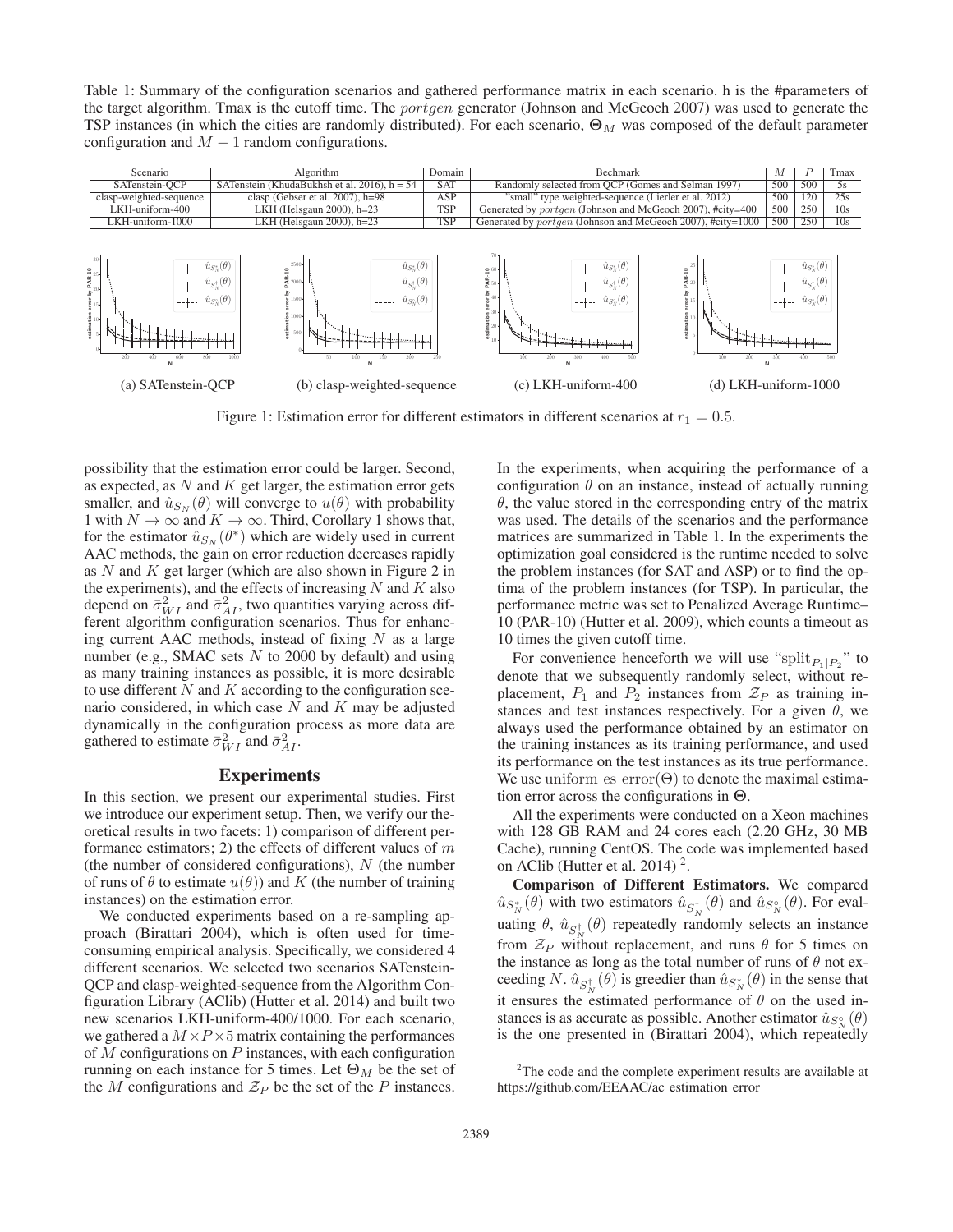Table 1: Summary of the configuration scenarios and gathered performance matrix in each scenario. h is the #parameters of the target algorithm. Tmax is the cutoff time. The *portgen* generator (Johnson and McGeoch 2007) was used to generate the TSP instances (in which the cities are randomly distributed). For each scenario, $\mathbf{\Theta}_M$ was composed of the default parameter configuration and $M-1$ random configurations.

| Scenario | Algorithm | Domain | Bechmark | $M$ | $P$ | Tmax |
|---|---|---|---|---|---|---|
| SATenstein-QCP | SATenstein (KhudaBukhsh et al. 2016), h = 54 | SAT | Randomly selected from QCP (Gomes and Selman 1997) | 500 | 500 | 5s |
| clasp-weighted-sequence | clasp (Gebser et al. 2007), h=98 | ASP | "small" type weighted-sequence (Lierler et al. 2012) | 500 | 120 | 25s |
| LKH-uniform-400 | LKH (Helsgaun 2000), h=23 | TSP | Generated by *portgen* (Johnson and McGeoch 2007), #city=400 | 500 | 250 | 10s |
| LKH-uniform-1000 | LKH (Helsgaun 2000), h=23 | TSP | Generated by *portgen* (Johnson and McGeoch 2007), #city=1000 | 500 | 250 | 10s |

(a) SATenstein-QCP (b) clasp-weighted-sequence (c) LKH-uniform-400 (d) LKH-uniform-1000

Figure 1: Estimation error for different estimators in different scenarios at $r_1 = 0.5$.

possibility that the estimation error could be larger. Second, as expected, as $N$ and $K$ get larger, the estimation error gets smaller, and $\hat{u}_{S_N}(\theta)$ will converge to $u(\theta)$ with probability 1 with $N \to \infty$ and $K \to \infty$. Third, Corollary 1 shows that, for the estimator $\hat{u}_{S_N}(\theta^*)$ which are widely used in current AAC methods, the gain on error reduction decreases rapidly as $N$ and $K$ get larger (which are also shown in Figure 2 in the experiments), and the effects of increasing $N$ and $K$ also depend on $\bar{\sigma}^2_{WI}$ and $\bar{\sigma}^2_{AI}$, two quantities varying across different algorithm configuration scenarios. Thus for enhancing current AAC methods, instead of fixing $N$ as a large number (e.g., SMAC sets $N$ to 2000 by default) and using as many training instances as possible, it is more desirable to use different $N$ and $K$ according to the configuration scenario considered, in which case $N$ and $K$ may be adjusted dynamically in the configuration process as more data are gathered to estimate $\bar{\sigma}^2_{WI}$ and $\bar{\sigma}^2_{AI}$.

## Experiments

In this section, we present our experimental studies. First we introduce our experiment setup. Then, we verify our theoretical results in two facets: 1) comparison of different performance estimators; 2) the effects of different values of $m$ (the number of considered configurations), $N$ (the number of runs of $\theta$ to estimate $u(\theta)$) and $K$ (the number of training instances) on the estimation error.

We conducted experiments based on a re-sampling approach (Birattari 2004), which is often used for time-consuming empirical analysis. Specifically, we considered 4 different scenarios. We selected two scenarios SATenstein-QCP and clasp-weighted-sequence from the Algorithm Configuration Library (AClib) (Hutter et al. 2014) and built two new scenarios LKH-uniform-400/1000. For each scenario, we gathered a $M \times P \times 5$ matrix containing the performances of $M$ configurations on $P$ instances, with each configuration running on each instance for 5 times. Let $\mathbf{\Theta}_M$ be the set of the $M$ configurations and $\mathcal{Z}_P$ be the set of the $P$ instances. In the experiments, when acquiring the performance of a configuration $\theta$ on an instance, instead of actually running $\theta$, the value stored in the corresponding entry of the matrix was used. The details of the scenarios and the performance matrices are summarized in Table 1. In the experiments the optimization goal considered is the runtime needed to solve the problem instances (for SAT and ASP) or to find the optima of the problem instances (for TSP). In particular, the performance metric was set to Penalized Average Runtime–10 (PAR-10) (Hutter et al. 2009), which counts a timeout as 10 times the given cutoff time.

For convenience henceforth we will use "$\text{split}_{P_1|P_2}$" to denote that we subsequently randomly select, without replacement, $P_1$ and $P_2$ instances from $\mathcal{Z}_P$ as training instances and test instances respectively. For a given $\theta$, we always used the performance obtained by an estimator on the training instances as its training performance, and used its performance on the test instances as its true performance. We use $\text{uniform\_es\_error}(\Theta)$ to denote the maximal estimation error across the configurations in $\mathbf{\Theta}$.

All the experiments were conducted on a Xeon machines with 128 GB RAM and 24 cores each (2.20 GHz, 30 MB Cache), running CentOS. The code was implemented based on AClib (Hutter et al. 2014) [2].

**Comparison of Different Estimators.** We compared $\hat{u}_{S^*_N}(\theta)$ with two estimators $\hat{u}_{S^\dagger_N}(\theta)$ and $\hat{u}_{S^\circ_N}(\theta)$. For evaluating $\theta$, $\hat{u}_{S^\dagger_N}(\theta)$ repeatedly randomly selects an instance from $\mathcal{Z}_P$ without replacement, and runs $\theta$ for 5 times on the instance as long as the total number of runs of $\theta$ not exceeding $N$. $\hat{u}_{S^\dagger_N}(\theta)$ is greedier than $\hat{u}_{S^*_N}(\theta)$ in the sense that it ensures the estimated performance of $\theta$ on the used instances is as accurate as possible. Another estimator $\hat{u}_{S^\circ_N}(\theta)$ is the one presented in (Birattari 2004), which repeatedly

[2] The code and the complete experiment results are available at https://github.com/EEAAC/ac_estimation_error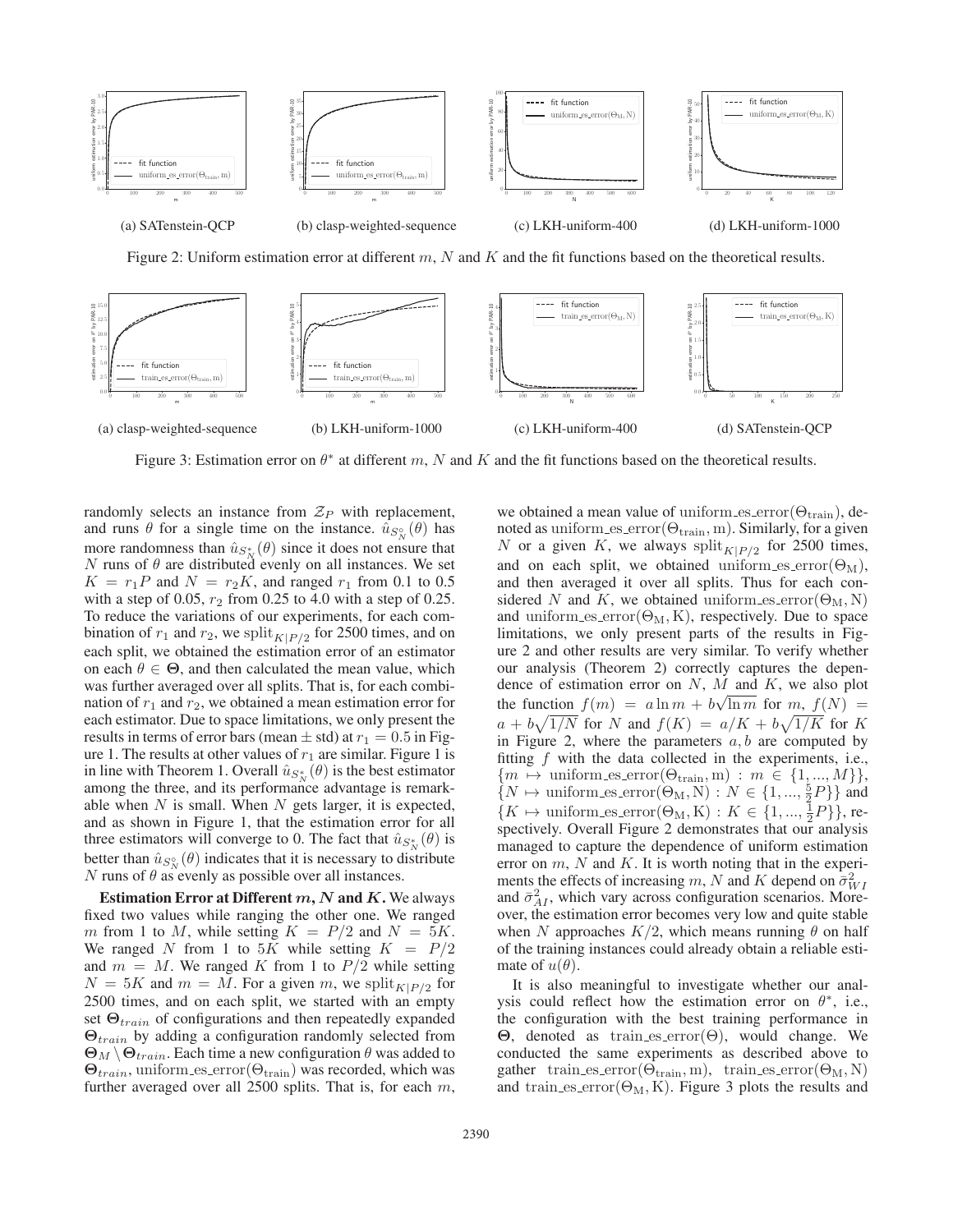(a) SATenstein-QCP (b) clasp-weighted-sequence (c) LKH-uniform-400 (d) LKH-uniform-1000

Figure 2: Uniform estimation error at different $m$, $N$ and $K$ and the fit functions based on the theoretical results.

(a) clasp-weighted-sequence (b) LKH-uniform-1000 (c) LKH-uniform-400 (d) SATenstein-QCP

Figure 3: Estimation error on $\theta^*$ at different $m$, $N$ and $K$ and the fit functions based on the theoretical results.

randomly selects an instance from $\mathcal{Z}_P$ with replacement, and runs $\theta$ for a single time on the instance. $\hat{u}_{S_N^\circ}(\theta)$ has more randomness than $\hat{u}_{S_N^*}(\theta)$ since it does not ensure that $N$ runs of $\theta$ are distributed evenly on all instances. We set $K = r_1 P$ and $N = r_2 K$, and ranged $r_1$ from 0.1 to 0.5 with a step of 0.05, $r_2$ from 0.25 to 4.0 with a step of 0.25. To reduce the variations of our experiments, for each combination of $r_1$ and $r_2$, we $\text{split}_{K|P/2}$ for 2500 times, and on each split, we obtained the estimation error of an estimator on each $\theta \in \mathbf{\Theta}$, and then calculated the mean value, which was further averaged over all splits. That is, for each combination of $r_1$ and $r_2$, we obtained a mean estimation error for each estimator. Due to space limitations, we only present the results in terms of error bars (mean $\pm$ std) at $r_1 = 0.5$ in Figure 1. The results at other values of $r_1$ are similar. Figure 1 is in line with Theorem 1. Overall $\hat{u}_{S_N^*}(\theta)$ is the best estimator among the three, and its performance advantage is remarkable when $N$ is small. When $N$ gets larger, it is expected, and as shown in Figure 1, that the estimation error for all three estimators will converge to 0. The fact that $\hat{u}_{S_N^*}(\theta)$ is better than $\hat{u}_{S_N^\circ}(\theta)$ indicates that it is necessary to distribute $N$ runs of $\theta$ as evenly as possible over all instances.

**Estimation Error at Different $m$, $N$ and $K$.** We always fixed two values while ranging the other one. We ranged $m$ from 1 to $M$, while setting $K = P/2$ and $N = 5K$. We ranged $N$ from 1 to $5K$ while setting $K = P/2$ and $m = M$. We ranged $K$ from 1 to $P/2$ while setting $N = 5K$ and $m = M$. For a given $m$, we $\text{split}_{K|P/2}$ for 2500 times, and on each split, we started with an empty set $\mathbf{\Theta}_{train}$ of configurations and then repeatedly expanded $\mathbf{\Theta}_{train}$ by adding a configuration randomly selected from $\mathbf{\Theta}_M \setminus \mathbf{\Theta}_{train}$. Each time a new configuration $\theta$ was added to $\mathbf{\Theta}_{train}$, $\text{uniform\_es\_error}(\Theta_{\text{train}})$ was recorded, which was further averaged over all 2500 splits. That is, for each $m$, we obtained a mean value of $\text{uniform\_es\_error}(\Theta_{\text{train}})$, denoted as $\text{uniform\_es\_error}(\Theta_{\text{train}}, \text{m})$. Similarly, for a given $N$ or a given $K$, we always $\text{split}_{K|P/2}$ for 2500 times, and on each split, we obtained $\text{uniform\_es\_error}(\Theta_{\text{M}})$, and then averaged it over all splits. Thus for each considered $N$ and $K$, we obtained $\text{uniform\_es\_error}(\Theta_{\text{M}}, \text{N})$ and $\text{uniform\_es\_error}(\Theta_{\text{M}}, \text{K})$, respectively. Due to space limitations, we only present parts of the results in Figure 2 and other results are very similar. To verify whether our analysis (Theorem 2) correctly captures the dependence of estimation error on $N$, $M$ and $K$, we also plot the function $f(m) = a \ln m + b\sqrt{\ln m}$ for $m$, $f(N) = a + b\sqrt{1/N}$ for $N$ and $f(K) = a/K + b\sqrt{1/K}$ for $K$ in Figure 2, where the parameters $a, b$ are computed by fitting $f$ with the data collected in the experiments, i.e., $\{m \mapsto \text{uniform\_es\_error}(\Theta_{\text{train}}, \text{m}) : m \in \{1, ..., M\}\}$, $\{N \mapsto \text{uniform\_es\_error}(\Theta_{\text{M}}, \text{N}) : N \in \{1, ..., \frac{5}{2}P\}\}$ and $\{K \mapsto \text{uniform\_es\_error}(\Theta_{\text{M}}, \text{K}) : K \in \{1, ..., \frac{1}{2}P\}\}$, respectively. Overall Figure 2 demonstrates that our analysis managed to capture the dependence of uniform estimation error on $m$, $N$ and $K$. It is worth noting that in the experiments the effects of increasing $m$, $N$ and $K$ depend on $\bar{\sigma}^2_{WI}$ and $\bar{\sigma}^2_{AI}$, which vary across configuration scenarios. Moreover, the estimation error becomes very low and quite stable when $N$ approaches $K/2$, which means running $\theta$ on half of the training instances could already obtain a reliable estimate of $u(\theta)$.

It is also meaningful to investigate whether our analysis could reflect how the estimation error on $\theta^*$, i.e., the configuration with the best training performance in $\mathbf{\Theta}$, denoted as $\text{train\_es\_error}(\Theta)$, would change. We conducted the same experiments as described above to gather $\text{train\_es\_error}(\Theta_{\text{train}}, \text{m})$, $\text{train\_es\_error}(\Theta_{\text{M}}, \text{N})$ and $\text{train\_es\_error}(\Theta_{\text{M}}, \text{K})$. Figure 3 plots the results and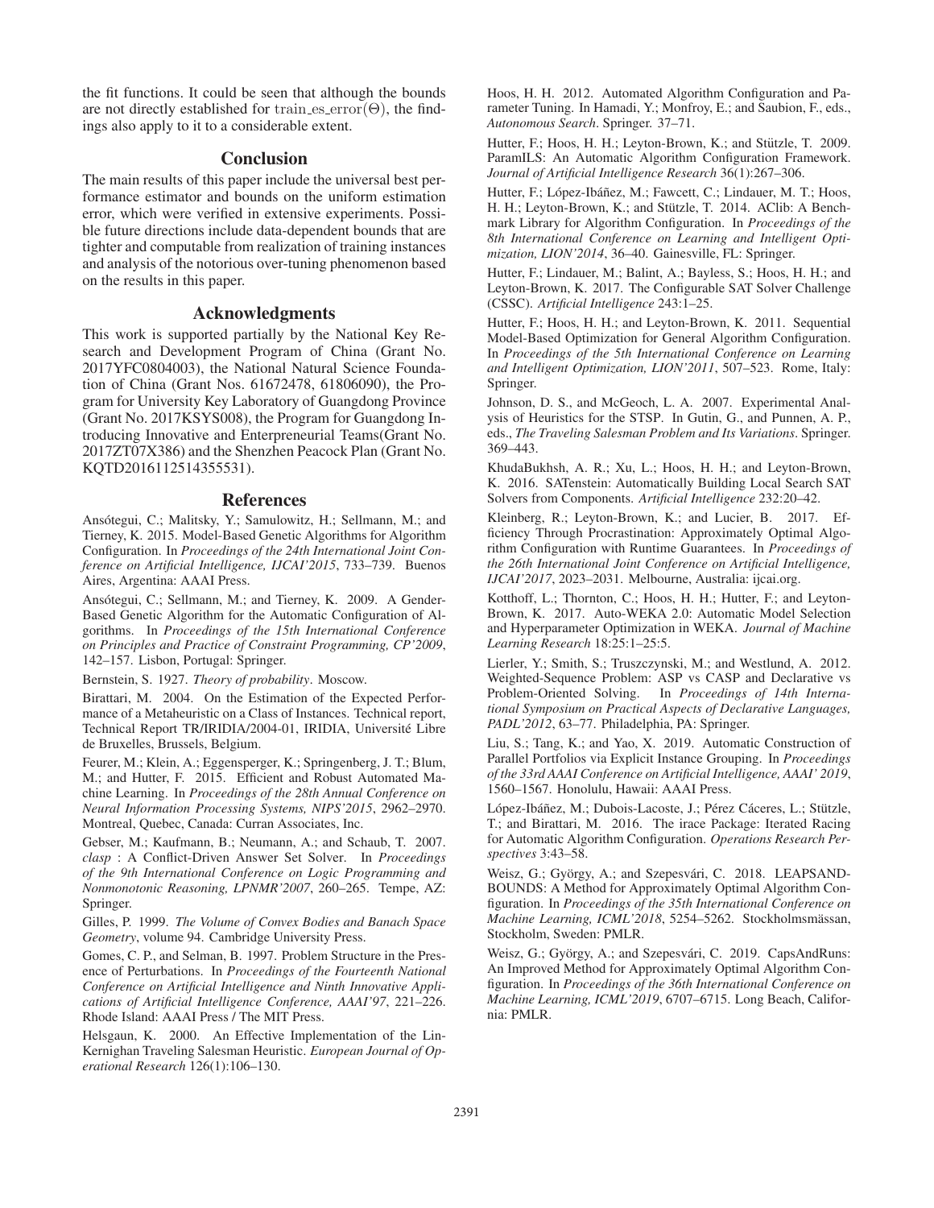the fit functions. It could be seen that although the bounds are not directly established for $\text{train\_es\_error}(\Theta)$, the findings also apply to it to a considerable extent.

## Conclusion

The main results of this paper include the universal best performance estimator and bounds on the uniform estimation error, which were verified in extensive experiments. Possible future directions include data-dependent bounds that are tighter and computable from realization of training instances and analysis of the notorious over-tuning phenomenon based on the results in this paper.

## Acknowledgments

This work is supported partially by the National Key Research and Development Program of China (Grant No. 2017YFC0804003), the National Natural Science Foundation of China (Grant Nos. 61672478, 61806090), the Program for University Key Laboratory of Guangdong Province (Grant No. 2017KSYS008), the Program for Guangdong Introducing Innovative and Enterpreneurial Teams(Grant No. 2017ZT07X386) and the Shenzhen Peacock Plan (Grant No. KQTD2016112514355531).

## References

Ansótegui, C.; Malitsky, Y.; Samulowitz, H.; Sellmann, M.; and Tierney, K. 2015. Model-Based Genetic Algorithms for Algorithm Configuration. In *Proceedings of the 24th International Joint Conference on Artificial Intelligence, IJCAI'2015*, 733–739. Buenos Aires, Argentina: AAAI Press.

Ansótegui, C.; Sellmann, M.; and Tierney, K. 2009. A Gender-Based Genetic Algorithm for the Automatic Configuration of Algorithms. In *Proceedings of the 15th International Conference on Principles and Practice of Constraint Programming, CP'2009*, 142–157. Lisbon, Portugal: Springer.

Bernstein, S. 1927. *Theory of probability*. Moscow.

Birattari, M. 2004. On the Estimation of the Expected Performance of a Metaheuristic on a Class of Instances. Technical report, Technical Report TR/IRIDIA/2004-01, IRIDIA, Université Libre de Bruxelles, Brussels, Belgium.

Feurer, M.; Klein, A.; Eggensperger, K.; Springenberg, J. T.; Blum, M.; and Hutter, F. 2015. Efficient and Robust Automated Machine Learning. In *Proceedings of the 28th Annual Conference on Neural Information Processing Systems, NIPS'2015*, 2962–2970. Montreal, Quebec, Canada: Curran Associates, Inc.

Gebser, M.; Kaufmann, B.; Neumann, A.; and Schaub, T. 2007. *clasp* : A Conflict-Driven Answer Set Solver. In *Proceedings of the 9th International Conference on Logic Programming and Nonmonotonic Reasoning, LPNMR'2007*, 260–265. Tempe, AZ: Springer.

Gilles, P. 1999. *The Volume of Convex Bodies and Banach Space Geometry*, volume 94. Cambridge University Press.

Gomes, C. P., and Selman, B. 1997. Problem Structure in the Presence of Perturbations. In *Proceedings of the Fourteenth National Conference on Artificial Intelligence and Ninth Innovative Applications of Artificial Intelligence Conference, AAAI'97*, 221–226. Rhode Island: AAAI Press / The MIT Press.

Helsgaun, K. 2000. An Effective Implementation of the Lin-Kernighan Traveling Salesman Heuristic. *European Journal of Operational Research* 126(1):106–130.

Hoos, H. H. 2012. Automated Algorithm Configuration and Parameter Tuning. In Hamadi, Y.; Monfroy, E.; and Saubion, F., eds., *Autonomous Search*. Springer. 37–71.

Hutter, F.; Hoos, H. H.; Leyton-Brown, K.; and Stützle, T. 2009. ParamILS: An Automatic Algorithm Configuration Framework. *Journal of Artificial Intelligence Research* 36(1):267–306.

Hutter, F.; López-Ibáñez, M.; Fawcett, C.; Lindauer, M. T.; Hoos, H. H.; Leyton-Brown, K.; and Stützle, T. 2014. AClib: A Benchmark Library for Algorithm Configuration. In *Proceedings of the 8th International Conference on Learning and Intelligent Optimization, LION'2014*, 36–40. Gainesville, FL: Springer.

Hutter, F.; Lindauer, M.; Balint, A.; Bayless, S.; Hoos, H. H.; and Leyton-Brown, K. 2017. The Configurable SAT Solver Challenge (CSSC). *Artificial Intelligence* 243:1–25.

Hutter, F.; Hoos, H. H.; and Leyton-Brown, K. 2011. Sequential Model-Based Optimization for General Algorithm Configuration. In *Proceedings of the 5th International Conference on Learning and Intelligent Optimization, LION'2011*, 507–523. Rome, Italy: Springer.

Johnson, D. S., and McGeoch, L. A. 2007. Experimental Analysis of Heuristics for the STSP. In Gutin, G., and Punnen, A. P., eds., *The Traveling Salesman Problem and Its Variations*. Springer. 369–443.

KhudaBukhsh, A. R.; Xu, L.; Hoos, H. H.; and Leyton-Brown, K. 2016. SATenstein: Automatically Building Local Search SAT Solvers from Components. *Artificial Intelligence* 232:20–42.

Kleinberg, R.; Leyton-Brown, K.; and Lucier, B. 2017. Efficiency Through Procrastination: Approximately Optimal Algorithm Configuration with Runtime Guarantees. In *Proceedings of the 26th International Joint Conference on Artificial Intelligence, IJCAI'2017*, 2023–2031. Melbourne, Australia: ijcai.org.

Kotthoff, L.; Thornton, C.; Hoos, H. H.; Hutter, F.; and Leyton-Brown, K. 2017. Auto-WEKA 2.0: Automatic Model Selection and Hyperparameter Optimization in WEKA. *Journal of Machine Learning Research* 18:25:1–25:5.

Lierler, Y.; Smith, S.; Truszczynski, M.; and Westlund, A. 2012. Weighted-Sequence Problem: ASP vs CASP and Declarative vs Problem-Oriented Solving. In *Proceedings of 14th International Symposium on Practical Aspects of Declarative Languages, PADL'2012*, 63–77. Philadelphia, PA: Springer.

Liu, S.; Tang, K.; and Yao, X. 2019. Automatic Construction of Parallel Portfolios via Explicit Instance Grouping. In *Proceedings of the 33rd AAAI Conference on Artificial Intelligence, AAAI' 2019*, 1560–1567. Honolulu, Hawaii: AAAI Press.

López-Ibáñez, M.; Dubois-Lacoste, J.; Pérez Cáceres, L.; Stützle, T.; and Birattari, M. 2016. The irace Package: Iterated Racing for Automatic Algorithm Configuration. *Operations Research Perspectives* 3:43–58.

Weisz, G.; György, A.; and Szepesvári, C. 2018. LEAPSANDBOUNDS: A Method for Approximately Optimal Algorithm Configuration. In *Proceedings of the 35th International Conference on Machine Learning, ICML'2018*, 5254–5262. Stockholmsmässan, Stockholm, Sweden: PMLR.

Weisz, G.; György, A.; and Szepesvári, C. 2019. CapsAndRuns: An Improved Method for Approximately Optimal Algorithm Configuration. In *Proceedings of the 36th International Conference on Machine Learning, ICML'2019*, 6707–6715. Long Beach, California: PMLR.